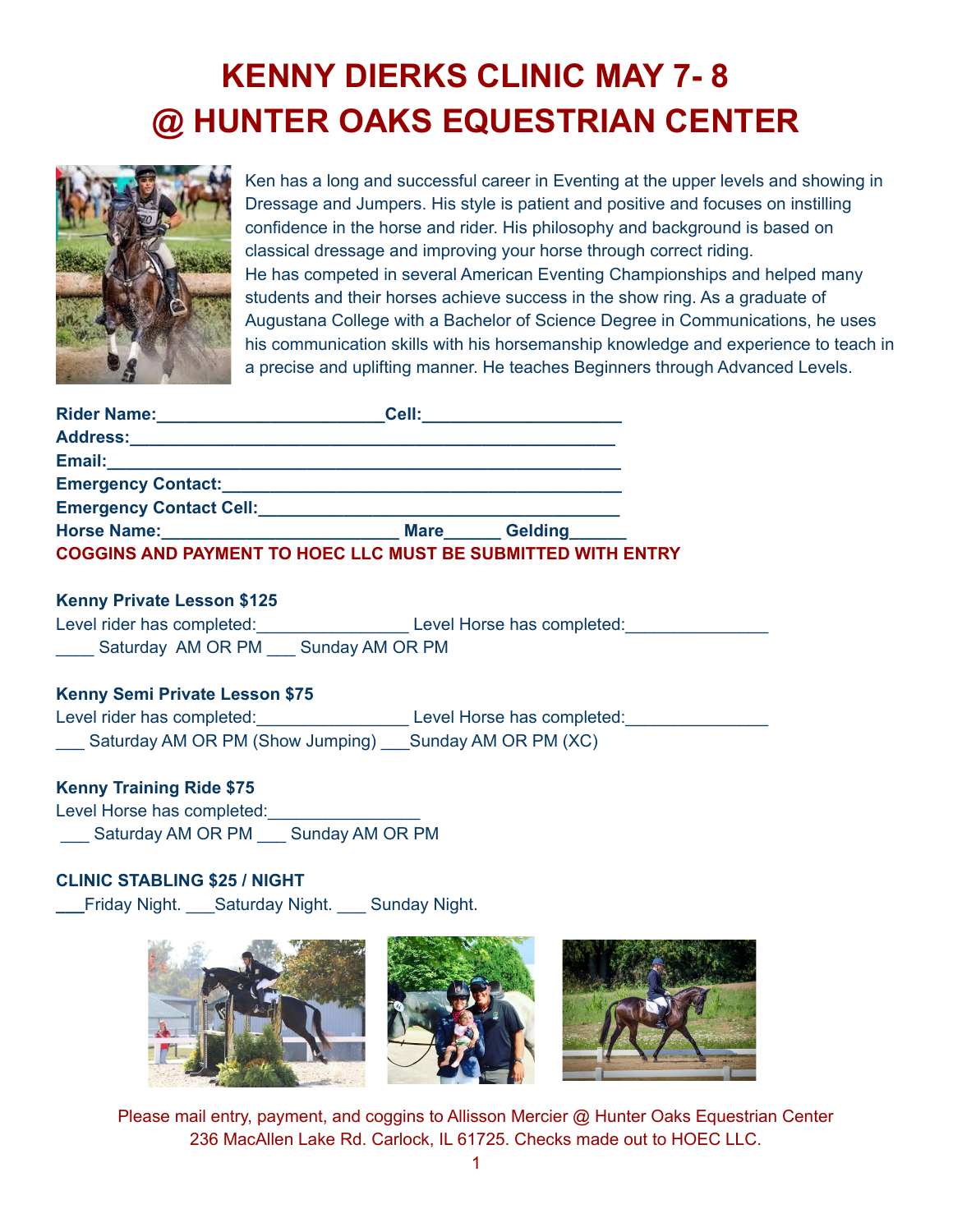# KENNY DIERKS CLINIC MAY 7- 8
# @ HUNTER OAKS EQUESTRIAN CENTER

Ken has a long and successful career in Eventing at the upper levels and showing in Dressage and Jumpers. His style is patient and positive and focuses on instilling confidence in the horse and rider. His philosophy and background is based on classical dressage and improving your horse through correct riding.
He has competed in several American Eventing Championships and helped many students and their horses achieve success in the show ring. As a graduate of Augustana College with a Bachelor of Science Degree in Communications, he uses his communication skills with his horsemanship knowledge and experience to teach in a precise and uplifting manner. He teaches Beginners through Advanced Levels.

**Rider Name:________________________Cell:_____________________**
**Address:____________________________________________________**
**Email:______________________________________________________**
**Emergency Contact:__________________________________________**
**Emergency Contact Cell:______________________________________**
**Horse Name:_________________________ Mare______ Gelding______**
**COGGINS AND PAYMENT TO HOEC LLC MUST BE SUBMITTED WITH ENTRY**

**Kenny Private Lesson $125**
Level rider has completed:________________ Level Horse has completed:_______________
____ Saturday AM OR PM ___ Sunday AM OR PM

**Kenny Semi Private Lesson $75**
Level rider has completed:________________ Level Horse has completed:_______________
___ Saturday AM OR PM (Show Jumping) ___Sunday AM OR PM (XC)

**Kenny Training Ride $75**
Level Horse has completed:________________
___ Saturday AM OR PM ___ Sunday AM OR PM

**CLINIC STABLING $25 / NIGHT**
___Friday Night. ___Saturday Night. ___ Sunday Night.

Please mail entry, payment, and coggins to Allisson Mercier @ Hunter Oaks Equestrian Center
236 MacAllen Lake Rd. Carlock, IL 61725. Checks made out to HOEC LLC.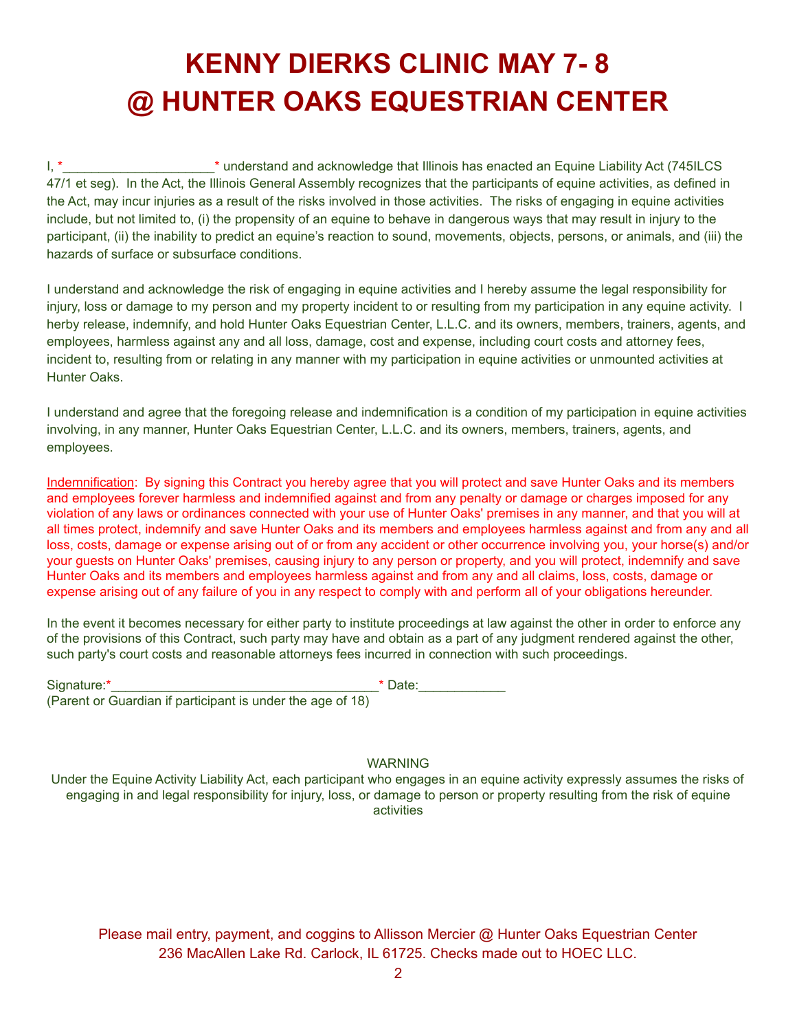# KENNY DIERKS CLINIC MAY 7- 8
# @ HUNTER OAKS EQUESTRIAN CENTER

I, *____________________* understand and acknowledge that Illinois has enacted an Equine Liability Act (745ILCS 47/1 et seg). In the Act, the Illinois General Assembly recognizes that the participants of equine activities, as defined in the Act, may incur injuries as a result of the risks involved in those activities. The risks of engaging in equine activities include, but not limited to, (i) the propensity of an equine to behave in dangerous ways that may result in injury to the participant, (ii) the inability to predict an equine's reaction to sound, movements, objects, persons, or animals, and (iii) the hazards of surface or subsurface conditions.

I understand and acknowledge the risk of engaging in equine activities and I hereby assume the legal responsibility for injury, loss or damage to my person and my property incident to or resulting from my participation in any equine activity. I herby release, indemnify, and hold Hunter Oaks Equestrian Center, L.L.C. and its owners, members, trainers, agents, and employees, harmless against any and all loss, damage, cost and expense, including court costs and attorney fees, incident to, resulting from or relating in any manner with my participation in equine activities or unmounted activities at Hunter Oaks.

I understand and agree that the foregoing release and indemnification is a condition of my participation in equine activities involving, in any manner, Hunter Oaks Equestrian Center, L.L.C. and its owners, members, trainers, agents, and employees.

Indemnification: By signing this Contract you hereby agree that you will protect and save Hunter Oaks and its members and employees forever harmless and indemnified against and from any penalty or damage or charges imposed for any violation of any laws or ordinances connected with your use of Hunter Oaks' premises in any manner, and that you will at all times protect, indemnify and save Hunter Oaks and its members and employees harmless against and from any and all loss, costs, damage or expense arising out of or from any accident or other occurrence involving you, your horse(s) and/or your guests on Hunter Oaks' premises, causing injury to any person or property, and you will protect, indemnify and save Hunter Oaks and its members and employees harmless against and from any and all claims, loss, costs, damage or expense arising out of any failure of you in any respect to comply with and perform all of your obligations hereunder.

In the event it becomes necessary for either party to institute proceedings at law against the other in order to enforce any of the provisions of this Contract, such party may have and obtain as a part of any judgment rendered against the other, such party's court costs and reasonable attorneys fees incurred in connection with such proceedings.

Signature:*___________________________________* Date:___________
(Parent or Guardian if participant is under the age of 18)

WARNING
Under the Equine Activity Liability Act, each participant who engages in an equine activity expressly assumes the risks of engaging in and legal responsibility for injury, loss, or damage to person or property resulting from the risk of equine activities

Please mail entry, payment, and coggins to Allisson Mercier @ Hunter Oaks Equestrian Center
236 MacAllen Lake Rd. Carlock, IL 61725. Checks made out to HOEC LLC.